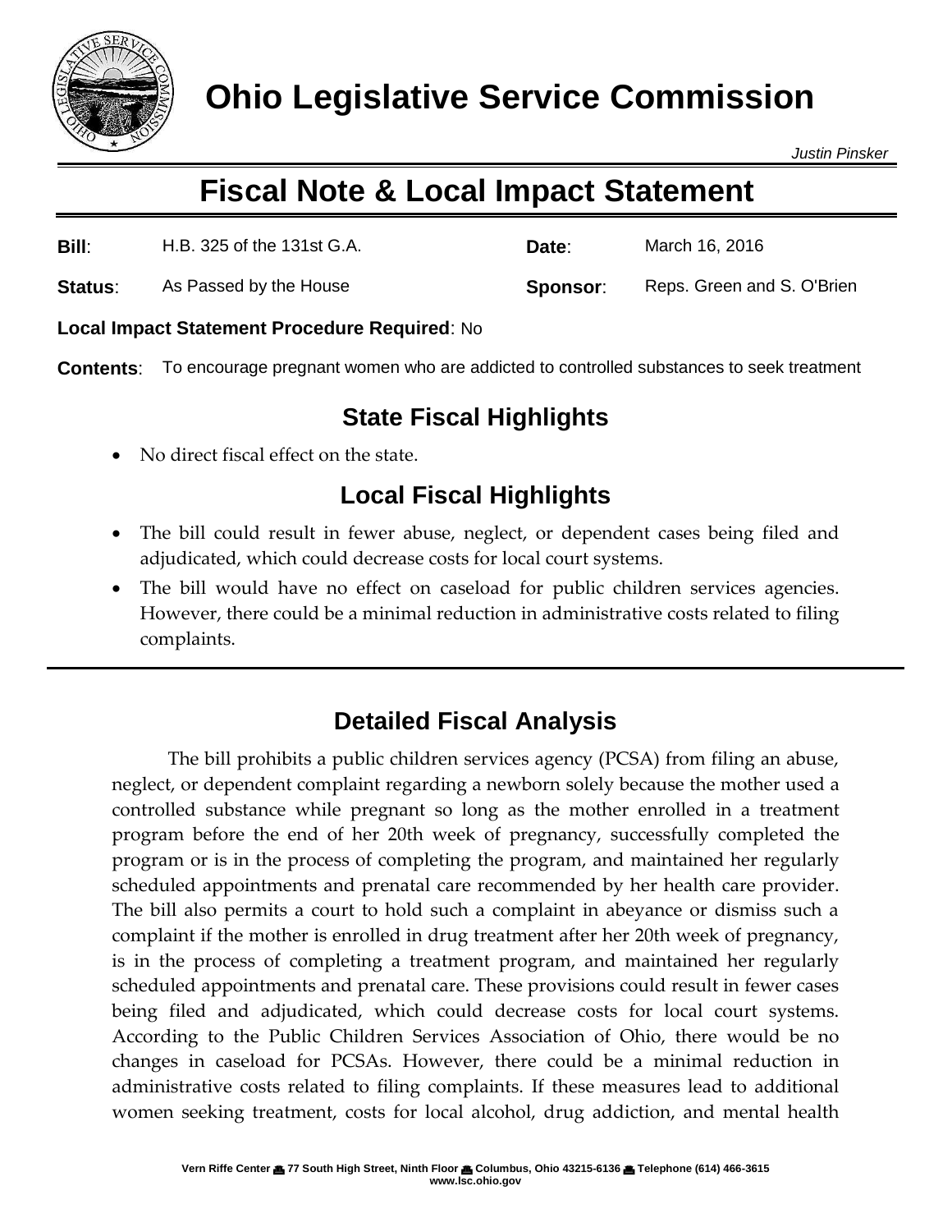# Ohio Legislative Service Commission

*Justin Pinsker*

## Fiscal Note & Local Impact Statement

| | | | |
|---|---|---|---|
| **Bill**: | H.B. 325 of the 131st G.A. | **Date**: | March 16, 2016 |
| **Status**: | As Passed by the House | **Sponsor**: | Reps. Green and S. O'Brien |

**Local Impact Statement Procedure Required**: No

**Contents**: To encourage pregnant women who are addicted to controlled substances to seek treatment

### State Fiscal Highlights

- No direct fiscal effect on the state.

### Local Fiscal Highlights

- The bill could result in fewer abuse, neglect, or dependent cases being filed and adjudicated, which could decrease costs for local court systems.
- The bill would have no effect on caseload for public children services agencies. However, there could be a minimal reduction in administrative costs related to filing complaints.

### Detailed Fiscal Analysis

The bill prohibits a public children services agency (PCSA) from filing an abuse, neglect, or dependent complaint regarding a newborn solely because the mother used a controlled substance while pregnant so long as the mother enrolled in a treatment program before the end of her 20th week of pregnancy, successfully completed the program or is in the process of completing the program, and maintained her regularly scheduled appointments and prenatal care recommended by her health care provider. The bill also permits a court to hold such a complaint in abeyance or dismiss such a complaint if the mother is enrolled in drug treatment after her 20th week of pregnancy, is in the process of completing a treatment program, and maintained her regularly scheduled appointments and prenatal care. These provisions could result in fewer cases being filed and adjudicated, which could decrease costs for local court systems. According to the Public Children Services Association of Ohio, there would be no changes in caseload for PCSAs. However, there could be a minimal reduction in administrative costs related to filing complaints. If these measures lead to additional women seeking treatment, costs for local alcohol, drug addiction, and mental health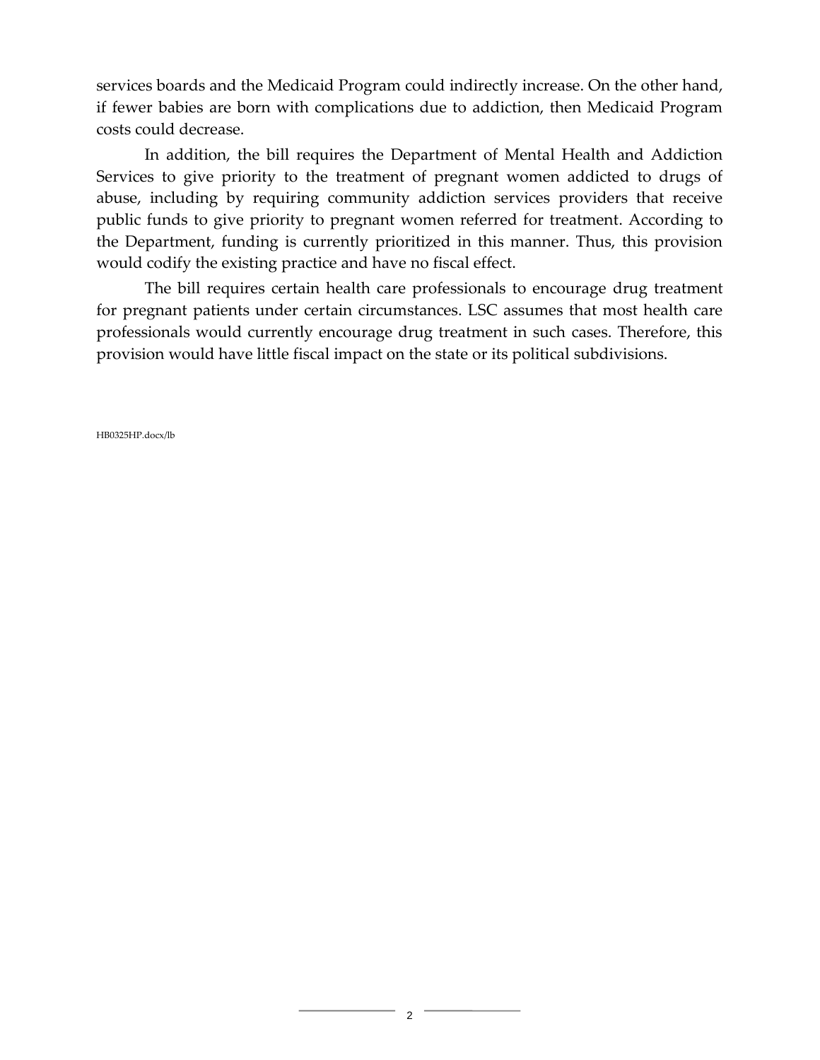services boards and the Medicaid Program could indirectly increase. On the other hand, if fewer babies are born with complications due to addiction, then Medicaid Program costs could decrease.

In addition, the bill requires the Department of Mental Health and Addiction Services to give priority to the treatment of pregnant women addicted to drugs of abuse, including by requiring community addiction services providers that receive public funds to give priority to pregnant women referred for treatment. According to the Department, funding is currently prioritized in this manner. Thus, this provision would codify the existing practice and have no fiscal effect.

The bill requires certain health care professionals to encourage drug treatment for pregnant patients under certain circumstances. LSC assumes that most health care professionals would currently encourage drug treatment in such cases. Therefore, this provision would have little fiscal impact on the state or its political subdivisions.

HB0325HP.docx/lb